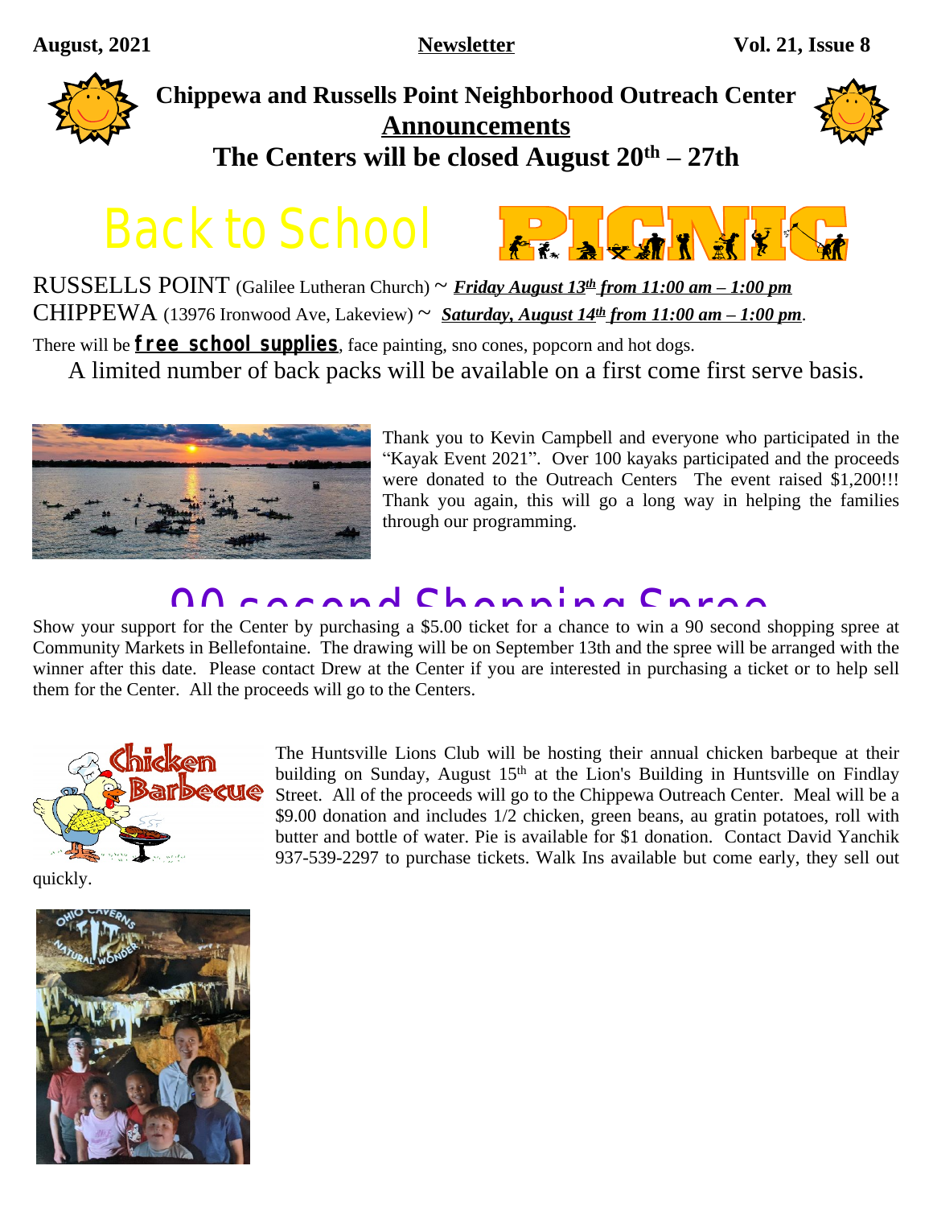**August, 2021** **Newsletter** **Vol. 21, Issue 8**

# Chippewa and Russells Point Neighborhood Outreach Center

## Announcements

## The Centers will be closed August 20th – 27th

# Back to School PICNIC

RUSSELLS POINT (Galilee Lutheran Church) ~ ***Friday August 13th from 11:00 am – 1:00 pm***

CHIPPEWA (13976 Ironwood Ave, Lakeview) ~ ***Saturday, August 14th from 11:00 am – 1:00 pm***.

There will be **free school supplies**, face painting, sno cones, popcorn and hot dogs.

A limited number of back packs will be available on a first come first serve basis.

Thank you to Kevin Campbell and everyone who participated in the "Kayak Event 2021". Over 100 kayaks participated and the proceeds were donated to the Outreach Centers The event raised $1,200!!! Thank you again, this will go a long way in helping the families through our programming.

# 90 second Shopping Spree

Show your support for the Center by purchasing a $5.00 ticket for a chance to win a 90 second shopping spree at Community Markets in Bellefontaine. The drawing will be on September 13th and the spree will be arranged with the winner after this date. Please contact Drew at the Center if you are interested in purchasing a ticket or to help sell them for the Center. All the proceeds will go to the Centers.

The Huntsville Lions Club will be hosting their annual chicken barbeque at their building on Sunday, August 15th at the Lion's Building in Huntsville on Findlay Street. All of the proceeds will go to the Chippewa Outreach Center. Meal will be a $9.00 donation and includes 1/2 chicken, green beans, au gratin potatoes, roll with butter and bottle of water. Pie is available for $1 donation. Contact David Yanchik 937-539-2297 to purchase tickets. Walk Ins available but come early, they sell out quickly.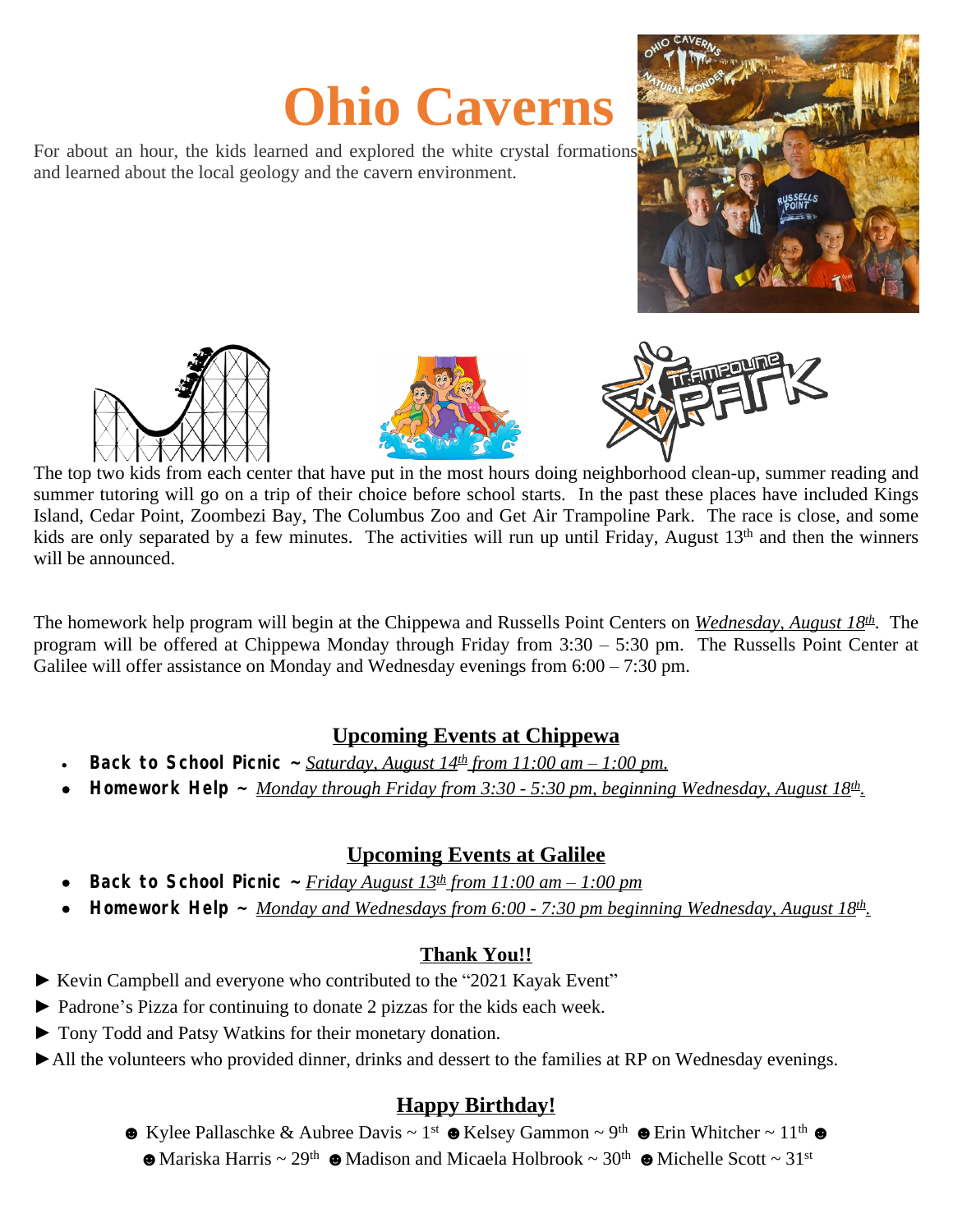# Ohio Caverns

For about an hour, the kids learned and explored the white crystal formations and learned about the local geology and the cavern environment.

The top two kids from each center that have put in the most hours doing neighborhood clean-up, summer reading and summer tutoring will go on a trip of their choice before school starts. In the past these places have included Kings Island, Cedar Point, Zoombezi Bay, The Columbus Zoo and Get Air Trampoline Park. The race is close, and some kids are only separated by a few minutes. The activities will run up until Friday, August 13th and then the winners will be announced.

The homework help program will begin at the Chippewa and Russells Point Centers on *Wednesday, August 18th*. The program will be offered at Chippewa Monday through Friday from 3:30 – 5:30 pm. The Russells Point Center at Galilee will offer assistance on Monday and Wednesday evenings from 6:00 – 7:30 pm.

## Upcoming Events at Chippewa

- **Back to School Picnic ~** *Saturday, August 14th from 11:00 am – 1:00 pm.*
- **Homework Help ~** *Monday through Friday from 3:30 - 5:30 pm, beginning Wednesday, August 18th.*

## Upcoming Events at Galilee

- **Back to School Picnic ~** *Friday August 13th from 11:00 am – 1:00 pm*
- **Homework Help ~** *Monday and Wednesdays from 6:00 - 7:30 pm beginning Wednesday, August 18th.*

## Thank You!!

► Kevin Campbell and everyone who contributed to the "2021 Kayak Event"

► Padrone's Pizza for continuing to donate 2 pizzas for the kids each week.

► Tony Todd and Patsy Watkins for their monetary donation.

► All the volunteers who provided dinner, drinks and dessert to the families at RP on Wednesday evenings.

## Happy Birthday!

☻ Kylee Pallaschke & Aubree Davis ~ 1st ☻ Kelsey Gammon ~ 9th ☻ Erin Whitcher ~ 11th ☻
☻ Mariska Harris ~ 29th ☻ Madison and Micaela Holbrook ~ 30th ☻ Michelle Scott ~ 31st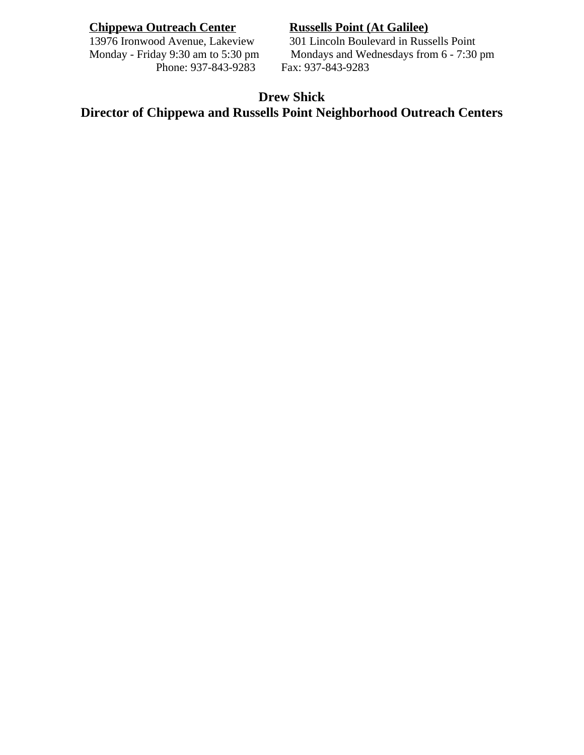**Chippewa Outreach Center**
13976 Ironwood Avenue, Lakeview
Monday - Friday 9:30 am to 5:30 pm

**Russells Point (At Galilee)**
301 Lincoln Boulevard in Russells Point
Mondays and Wednesdays from 6 - 7:30 pm

Phone: 937-843-9283 Fax: 937-843-9283

**Drew Shick**
**Director of Chippewa and Russells Point Neighborhood Outreach Centers**